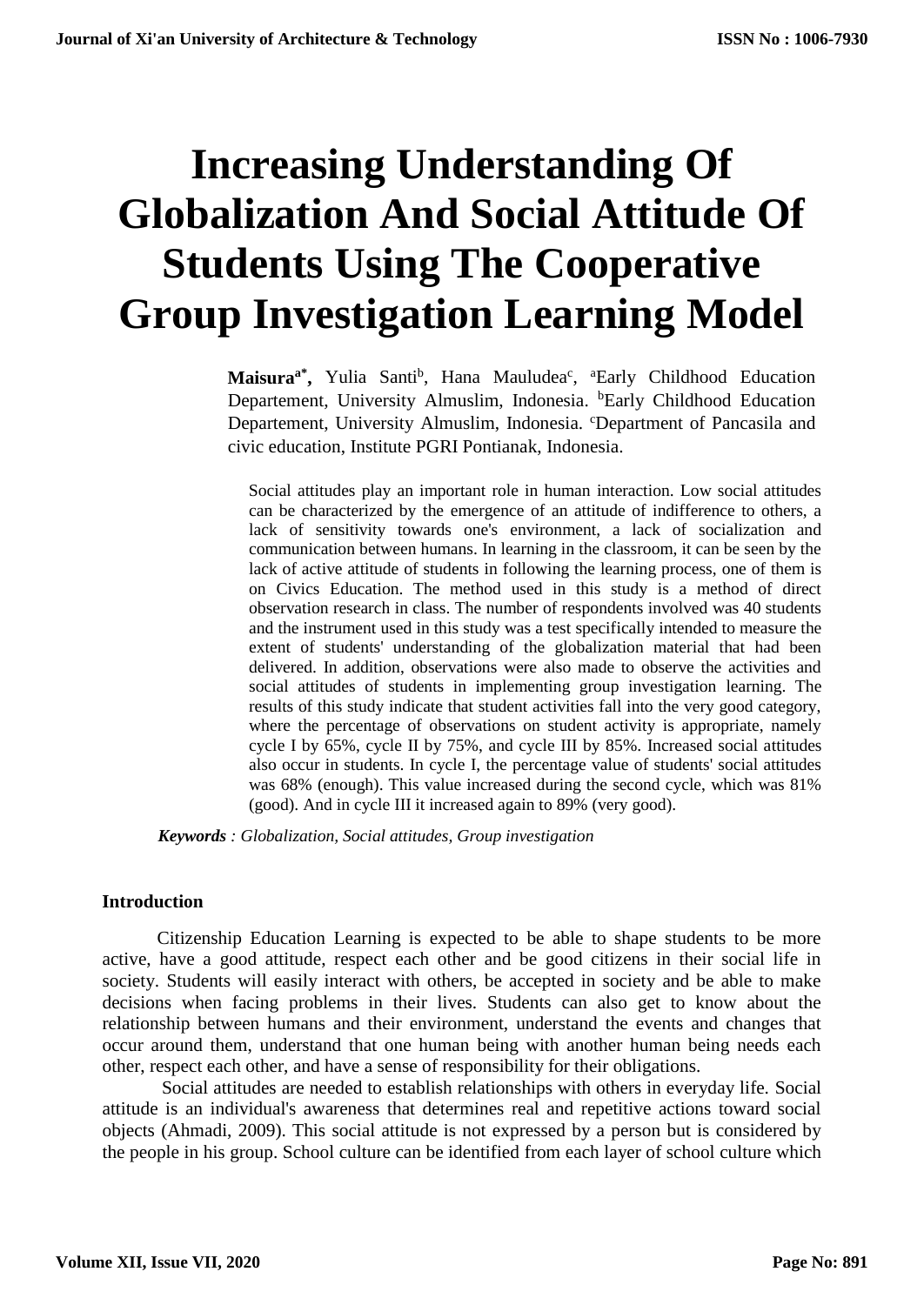# Increasing Understanding Of Globalization And Social Attitude Of Students Using The Cooperative Group Investigation Learning Model

**Maisura[a*]**, Yulia Santi[b], Hana Mauludea[c], [a]Early Childhood Education Departement, University Almuslim, Indonesia. [b]Early Childhood Education Departement, University Almuslim, Indonesia. [c]Department of Pancasila and civic education, Institute PGRI Pontianak, Indonesia.

Social attitudes play an important role in human interaction. Low social attitudes can be characterized by the emergence of an attitude of indifference to others, a lack of sensitivity towards one's environment, a lack of socialization and communication between humans. In learning in the classroom, it can be seen by the lack of active attitude of students in following the learning process, one of them is on Civics Education. The method used in this study is a method of direct observation research in class. The number of respondents involved was 40 students and the instrument used in this study was a test specifically intended to measure the extent of students' understanding of the globalization material that had been delivered. In addition, observations were also made to observe the activities and social attitudes of students in implementing group investigation learning. The results of this study indicate that student activities fall into the very good category, where the percentage of observations on student activity is appropriate, namely cycle I by 65%, cycle II by 75%, and cycle III by 85%. Increased social attitudes also occur in students. In cycle I, the percentage value of students' social attitudes was 68% (enough). This value increased during the second cycle, which was 81% (good). And in cycle III it increased again to 89% (very good).

***Keywords** : Globalization, Social attitudes, Group investigation*

## Introduction

Citizenship Education Learning is expected to be able to shape students to be more active, have a good attitude, respect each other and be good citizens in their social life in society. Students will easily interact with others, be accepted in society and be able to make decisions when facing problems in their lives. Students can also get to know about the relationship between humans and their environment, understand the events and changes that occur around them, understand that one human being with another human being needs each other, respect each other, and have a sense of responsibility for their obligations.

Social attitudes are needed to establish relationships with others in everyday life. Social attitude is an individual's awareness that determines real and repetitive actions toward social objects (Ahmadi, 2009). This social attitude is not expressed by a person but is considered by the people in his group. School culture can be identified from each layer of school culture which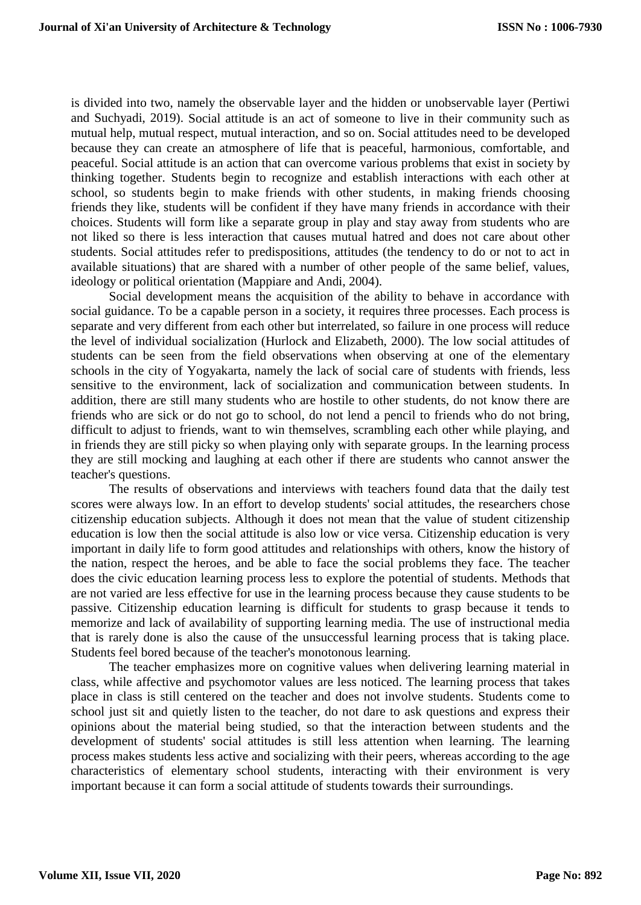is divided into two, namely the observable layer and the hidden or unobservable layer (Pertiwi and Suchyadi, 2019). Social attitude is an act of someone to live in their community such as mutual help, mutual respect, mutual interaction, and so on. Social attitudes need to be developed because they can create an atmosphere of life that is peaceful, harmonious, comfortable, and peaceful. Social attitude is an action that can overcome various problems that exist in society by thinking together. Students begin to recognize and establish interactions with each other at school, so students begin to make friends with other students, in making friends choosing friends they like, students will be confident if they have many friends in accordance with their choices. Students will form like a separate group in play and stay away from students who are not liked so there is less interaction that causes mutual hatred and does not care about other students. Social attitudes refer to predispositions, attitudes (the tendency to do or not to act in available situations) that are shared with a number of other people of the same belief, values, ideology or political orientation (Mappiare and Andi, 2004).

Social development means the acquisition of the ability to behave in accordance with social guidance. To be a capable person in a society, it requires three processes. Each process is separate and very different from each other but interrelated, so failure in one process will reduce the level of individual socialization (Hurlock and Elizabeth, 2000). The low social attitudes of students can be seen from the field observations when observing at one of the elementary schools in the city of Yogyakarta, namely the lack of social care of students with friends, less sensitive to the environment, lack of socialization and communication between students. In addition, there are still many students who are hostile to other students, do not know there are friends who are sick or do not go to school, do not lend a pencil to friends who do not bring, difficult to adjust to friends, want to win themselves, scrambling each other while playing, and in friends they are still picky so when playing only with separate groups. In the learning process they are still mocking and laughing at each other if there are students who cannot answer the teacher's questions.

The results of observations and interviews with teachers found data that the daily test scores were always low. In an effort to develop students' social attitudes, the researchers chose citizenship education subjects. Although it does not mean that the value of student citizenship education is low then the social attitude is also low or vice versa. Citizenship education is very important in daily life to form good attitudes and relationships with others, know the history of the nation, respect the heroes, and be able to face the social problems they face. The teacher does the civic education learning process less to explore the potential of students. Methods that are not varied are less effective for use in the learning process because they cause students to be passive. Citizenship education learning is difficult for students to grasp because it tends to memorize and lack of availability of supporting learning media. The use of instructional media that is rarely done is also the cause of the unsuccessful learning process that is taking place. Students feel bored because of the teacher's monotonous learning.

The teacher emphasizes more on cognitive values when delivering learning material in class, while affective and psychomotor values are less noticed. The learning process that takes place in class is still centered on the teacher and does not involve students. Students come to school just sit and quietly listen to the teacher, do not dare to ask questions and express their opinions about the material being studied, so that the interaction between students and the development of students' social attitudes is still less attention when learning. The learning process makes students less active and socializing with their peers, whereas according to the age characteristics of elementary school students, interacting with their environment is very important because it can form a social attitude of students towards their surroundings.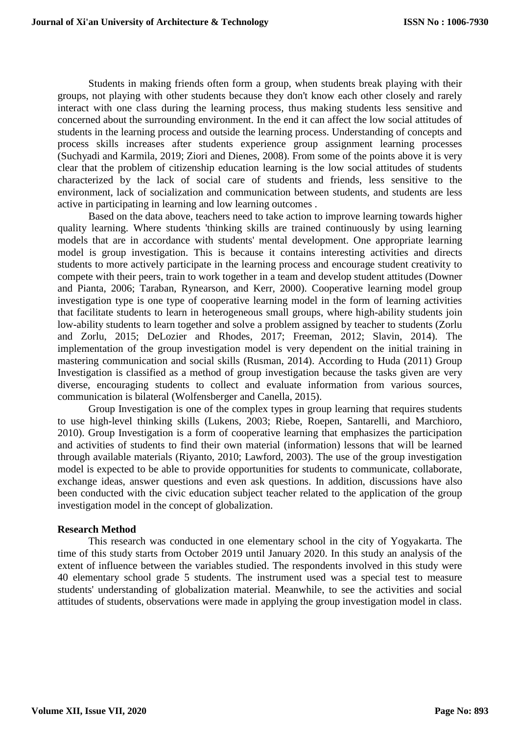Students in making friends often form a group, when students break playing with their groups, not playing with other students because they don't know each other closely and rarely interact with one class during the learning process, thus making students less sensitive and concerned about the surrounding environment. In the end it can affect the low social attitudes of students in the learning process and outside the learning process. Understanding of concepts and process skills increases after students experience group assignment learning processes (Suchyadi and Karmila, 2019; Ziori and Dienes, 2008). From some of the points above it is very clear that the problem of citizenship education learning is the low social attitudes of students characterized by the lack of social care of students and friends, less sensitive to the environment, lack of socialization and communication between students, and students are less active in participating in learning and low learning outcomes .

Based on the data above, teachers need to take action to improve learning towards higher quality learning. Where students 'thinking skills are trained continuously by using learning models that are in accordance with students' mental development. One appropriate learning model is group investigation. This is because it contains interesting activities and directs students to more actively participate in the learning process and encourage student creativity to compete with their peers, train to work together in a team and develop student attitudes (Downer and Pianta, 2006; Taraban, Rynearson, and Kerr, 2000). Cooperative learning model group investigation type is one type of cooperative learning model in the form of learning activities that facilitate students to learn in heterogeneous small groups, where high-ability students join low-ability students to learn together and solve a problem assigned by teacher to students (Zorlu and Zorlu, 2015; DeLozier and Rhodes, 2017; Freeman, 2012; Slavin, 2014). The implementation of the group investigation model is very dependent on the initial training in mastering communication and social skills (Rusman, 2014). According to Huda (2011) Group Investigation is classified as a method of group investigation because the tasks given are very diverse, encouraging students to collect and evaluate information from various sources, communication is bilateral (Wolfensberger and Canella, 2015).

Group Investigation is one of the complex types in group learning that requires students to use high-level thinking skills (Lukens, 2003; Riebe, Roepen, Santarelli, and Marchioro, 2010). Group Investigation is a form of cooperative learning that emphasizes the participation and activities of students to find their own material (information) lessons that will be learned through available materials (Riyanto, 2010; Lawford, 2003). The use of the group investigation model is expected to be able to provide opportunities for students to communicate, collaborate, exchange ideas, answer questions and even ask questions. In addition, discussions have also been conducted with the civic education subject teacher related to the application of the group investigation model in the concept of globalization.

**Research Method**

This research was conducted in one elementary school in the city of Yogyakarta. The time of this study starts from October 2019 until January 2020. In this study an analysis of the extent of influence between the variables studied. The respondents involved in this study were 40 elementary school grade 5 students. The instrument used was a special test to measure students' understanding of globalization material. Meanwhile, to see the activities and social attitudes of students, observations were made in applying the group investigation model in class.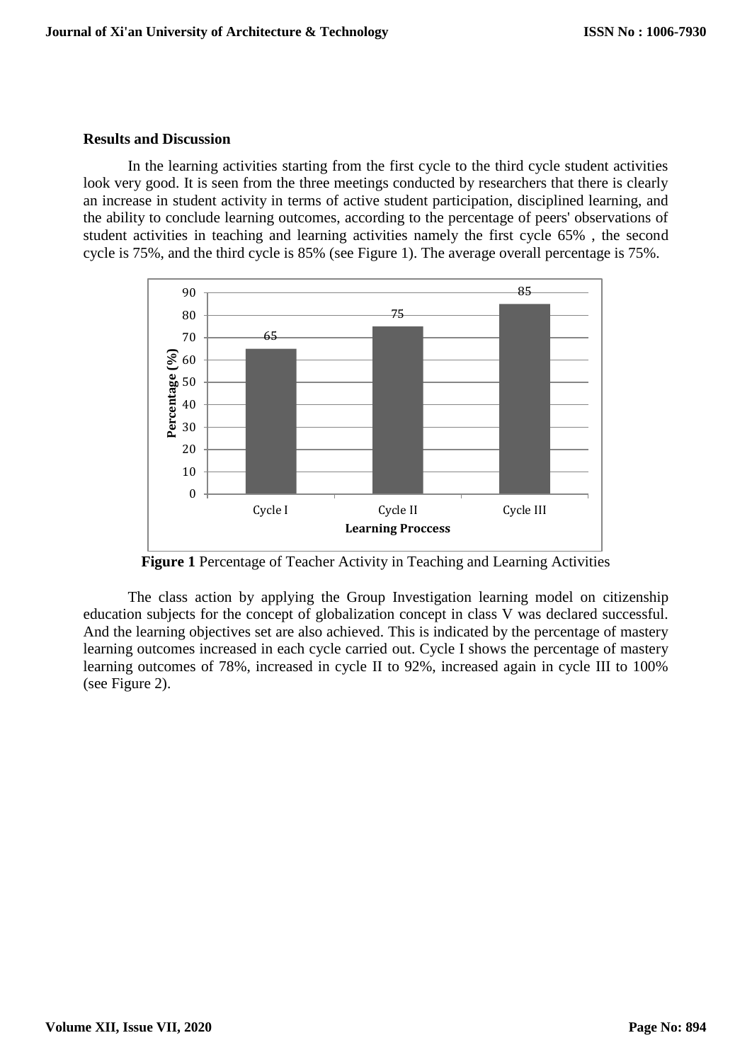## Results and Discussion

In the learning activities starting from the first cycle to the third cycle student activities look very good. It is seen from the three meetings conducted by researchers that there is clearly an increase in student activity in terms of active student participation, disciplined learning, and the ability to conclude learning outcomes, according to the percentage of peers' observations of student activities in teaching and learning activities namely the first cycle 65% , the second cycle is 75%, and the third cycle is 85% (see Figure 1). The average overall percentage is 75%.

**Figure 1** Percentage of Teacher Activity in Teaching and Learning Activities

The class action by applying the Group Investigation learning model on citizenship education subjects for the concept of globalization concept in class V was declared successful. And the learning objectives set are also achieved. This is indicated by the percentage of mastery learning outcomes increased in each cycle carried out. Cycle I shows the percentage of mastery learning outcomes of 78%, increased in cycle II to 92%, increased again in cycle III to 100% (see Figure 2).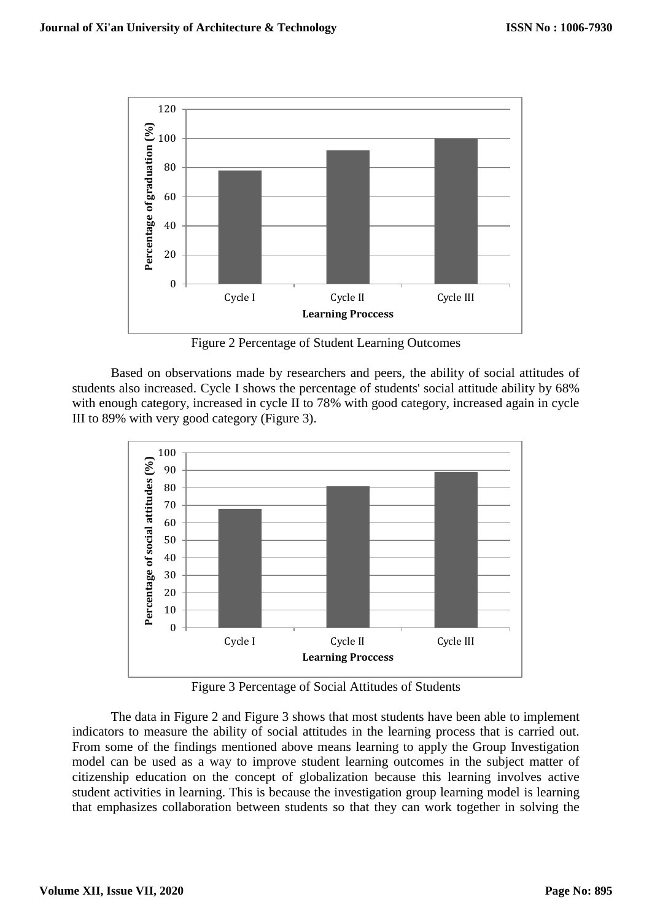Figure 2 Percentage of Student Learning Outcomes

Based on observations made by researchers and peers, the ability of social attitudes of students also increased. Cycle I shows the percentage of students' social attitude ability by 68% with enough category, increased in cycle II to 78% with good category, increased again in cycle III to 89% with very good category (Figure 3).

Figure 3 Percentage of Social Attitudes of Students

The data in Figure 2 and Figure 3 shows that most students have been able to implement indicators to measure the ability of social attitudes in the learning process that is carried out. From some of the findings mentioned above means learning to apply the Group Investigation model can be used as a way to improve student learning outcomes in the subject matter of citizenship education on the concept of globalization because this learning involves active student activities in learning. This is because the investigation group learning model is learning that emphasizes collaboration between students so that they can work together in solving the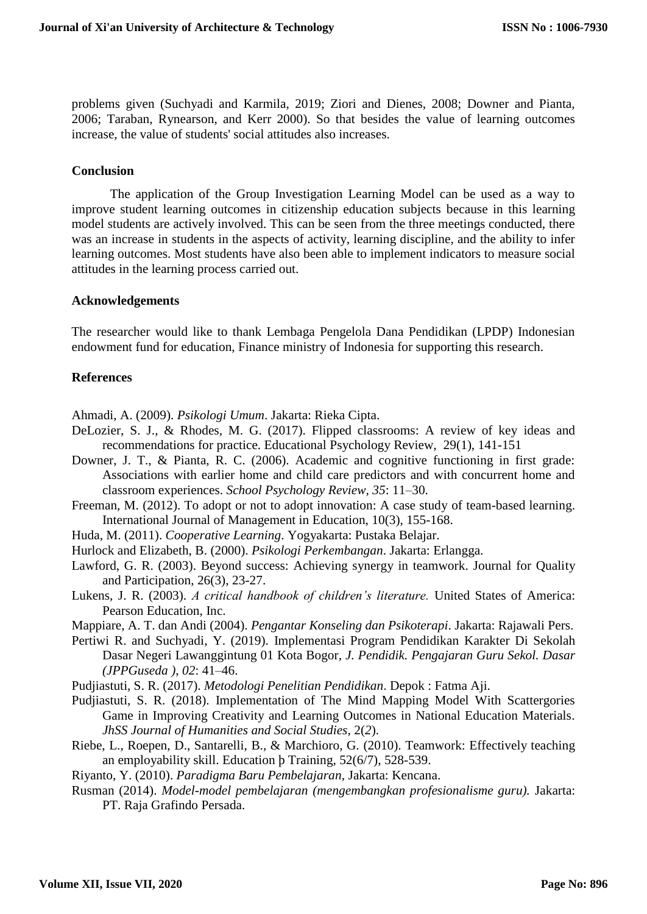problems given (Suchyadi and Karmila, 2019; Ziori and Dienes, 2008; Downer and Pianta, 2006; Taraban, Rynearson, and Kerr 2000). So that besides the value of learning outcomes increase, the value of students' social attitudes also increases.

## Conclusion

The application of the Group Investigation Learning Model can be used as a way to improve student learning outcomes in citizenship education subjects because in this learning model students are actively involved. This can be seen from the three meetings conducted, there was an increase in students in the aspects of activity, learning discipline, and the ability to infer learning outcomes. Most students have also been able to implement indicators to measure social attitudes in the learning process carried out.

## Acknowledgements

The researcher would like to thank Lembaga Pengelola Dana Pendidikan (LPDP) Indonesian endowment fund for education, Finance ministry of Indonesia for supporting this research.

## References

Ahmadi, A. (2009). *Psikologi Umum*. Jakarta: Rieka Cipta.

DeLozier, S. J., & Rhodes, M. G. (2017). Flipped classrooms: A review of key ideas and recommendations for practice. Educational Psychology Review, 29(1), 141-151

Downer, J. T., & Pianta, R. C. (2006). Academic and cognitive functioning in first grade: Associations with earlier home and child care predictors and with concurrent home and classroom experiences. *School Psychology Review*, *35*: 11–30.

Freeman, M. (2012). To adopt or not to adopt innovation: A case study of team-based learning. International Journal of Management in Education, 10(3), 155-168.

Huda, M. (2011). *Cooperative Learning*. Yogyakarta: Pustaka Belajar.

Hurlock and Elizabeth, B. (2000). *Psikologi Perkembangan*. Jakarta: Erlangga.

Lawford, G. R. (2003). Beyond success: Achieving synergy in teamwork. Journal for Quality and Participation, 26(3), 23-27.

Lukens, J. R. (2003). *A critical handbook of children's literature.* United States of America: Pearson Education, Inc.

Mappiare, A. T. dan Andi (2004). *Pengantar Konseling dan Psikoterapi*. Jakarta: Rajawali Pers.

Pertiwi R. and Suchyadi, Y. (2019). Implementasi Program Pendidikan Karakter Di Sekolah Dasar Negeri Lawanggintung 01 Kota Bogor, *J. Pendidik. Pengajaran Guru Sekol. Dasar (JPPGuseda )*, *02*: 41–46.

Pudjiastuti, S. R. (2017). *Metodologi Penelitian Pendidikan*. Depok : Fatma Aji.

Pudjiastuti, S. R. (2018). Implementation of The Mind Mapping Model With Scattergories Game in Improving Creativity and Learning Outcomes in National Education Materials. *JhSS Journal of Humanities and Social Studies*, 2(*2*).

Riebe, L., Roepen, D., Santarelli, B., & Marchioro, G. (2010). Teamwork: Effectively teaching an employability skill. Education þ Training, 52(6/7), 528-539.

Riyanto, Y. (2010). *Paradigma Baru Pembelajaran*, Jakarta: Kencana.

Rusman (2014). *Model-model pembelajaran (mengembangkan profesionalisme guru).* Jakarta: PT. Raja Grafindo Persada.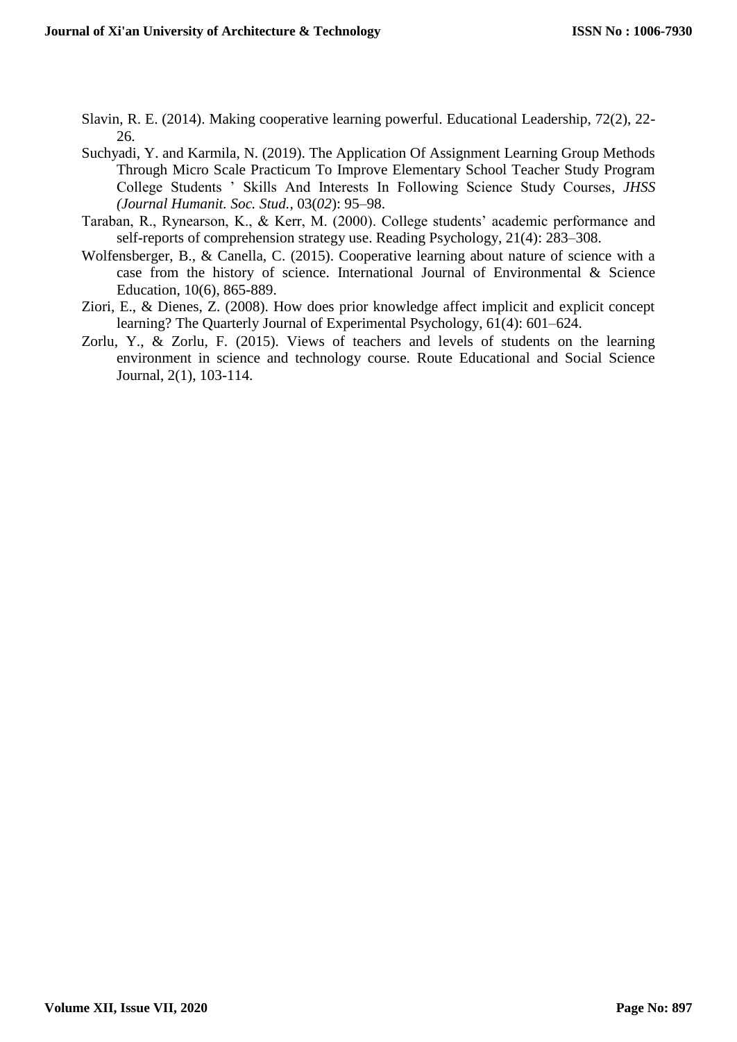Slavin, R. E. (2014). Making cooperative learning powerful. Educational Leadership, 72(2), 22-26.

Suchyadi, Y. and Karmila, N. (2019). The Application Of Assignment Learning Group Methods Through Micro Scale Practicum To Improve Elementary School Teacher Study Program College Students ' Skills And Interests In Following Science Study Courses, *JHSS (Journal Humanit. Soc. Stud.*, 03(*02*): 95–98.

Taraban, R., Rynearson, K., & Kerr, M. (2000). College students' academic performance and self-reports of comprehension strategy use. Reading Psychology, 21(4): 283–308.

Wolfensberger, B., & Canella, C. (2015). Cooperative learning about nature of science with a case from the history of science. International Journal of Environmental & Science Education, 10(6), 865-889.

Ziori, E., & Dienes, Z. (2008). How does prior knowledge affect implicit and explicit concept learning? The Quarterly Journal of Experimental Psychology, 61(4): 601–624.

Zorlu, Y., & Zorlu, F. (2015). Views of teachers and levels of students on the learning environment in science and technology course. Route Educational and Social Science Journal, 2(1), 103-114.